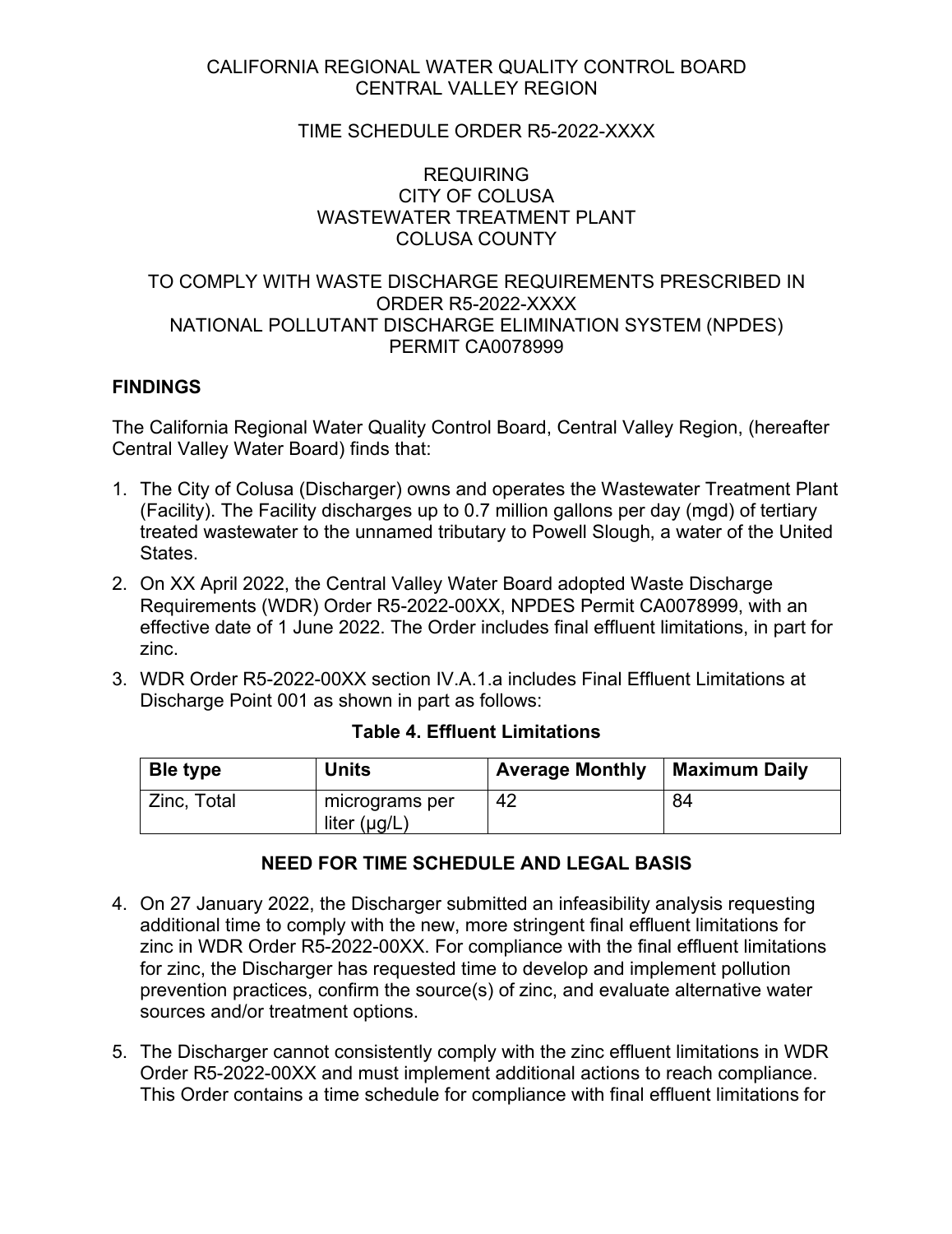CALIFORNIA REGIONAL WATER QUALITY CONTROL BOARD
CENTRAL VALLEY REGION

TIME SCHEDULE ORDER R5-2022-XXXX

REQUIRING
CITY OF COLUSA
WASTEWATER TREATMENT PLANT
COLUSA COUNTY

TO COMPLY WITH WASTE DISCHARGE REQUIREMENTS PRESCRIBED IN ORDER R5-2022-XXXX
NATIONAL POLLUTANT DISCHARGE ELIMINATION SYSTEM (NPDES) PERMIT CA0078999

## FINDINGS

The California Regional Water Quality Control Board, Central Valley Region, (hereafter Central Valley Water Board) finds that:

1. The City of Colusa (Discharger) owns and operates the Wastewater Treatment Plant (Facility). The Facility discharges up to 0.7 million gallons per day (mgd) of tertiary treated wastewater to the unnamed tributary to Powell Slough, a water of the United States.
2. On XX April 2022, the Central Valley Water Board adopted Waste Discharge Requirements (WDR) Order R5-2022-00XX, NPDES Permit CA0078999, with an effective date of 1 June 2022. The Order includes final effluent limitations, in part for zinc.
3. WDR Order R5-2022-00XX section IV.A.1.a includes Final Effluent Limitations at Discharge Point 001 as shown in part as follows:

**Table 4. Effluent Limitations**

| Ble type | Units | Average Monthly | Maximum Daily |
|---|---|---|---|
| Zinc, Total | micrograms per liter (μg/L) | 42 | 84 |

## NEED FOR TIME SCHEDULE AND LEGAL BASIS

4. On 27 January 2022, the Discharger submitted an infeasibility analysis requesting additional time to comply with the new, more stringent final effluent limitations for zinc in WDR Order R5-2022-00XX. For compliance with the final effluent limitations for zinc, the Discharger has requested time to develop and implement pollution prevention practices, confirm the source(s) of zinc, and evaluate alternative water sources and/or treatment options.

5. The Discharger cannot consistently comply with the zinc effluent limitations in WDR Order R5-2022-00XX and must implement additional actions to reach compliance. This Order contains a time schedule for compliance with final effluent limitations for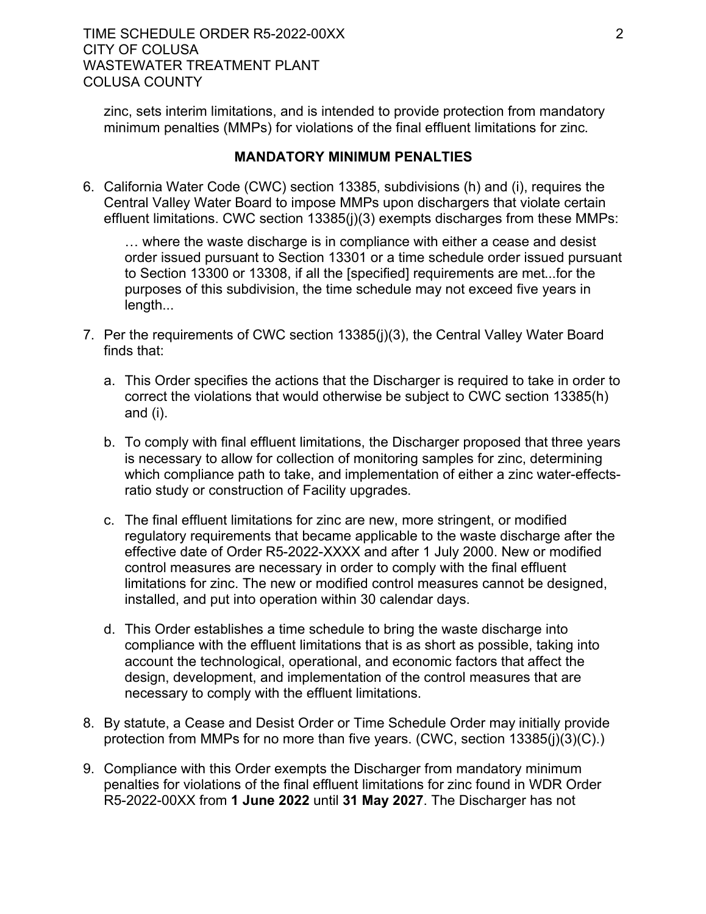zinc, sets interim limitations, and is intended to provide protection from mandatory minimum penalties (MMPs) for violations of the final effluent limitations for zinc.

## MANDATORY MINIMUM PENALTIES

6. California Water Code (CWC) section 13385, subdivisions (h) and (i), requires the Central Valley Water Board to impose MMPs upon dischargers that violate certain effluent limitations. CWC section 13385(j)(3) exempts discharges from these MMPs:

   … where the waste discharge is in compliance with either a cease and desist order issued pursuant to Section 13301 or a time schedule order issued pursuant to Section 13300 or 13308, if all the [specified] requirements are met...for the purposes of this subdivision, the time schedule may not exceed five years in length...

7. Per the requirements of CWC section 13385(j)(3), the Central Valley Water Board finds that:

   a. This Order specifies the actions that the Discharger is required to take in order to correct the violations that would otherwise be subject to CWC section 13385(h) and (i).

   b. To comply with final effluent limitations, the Discharger proposed that three years is necessary to allow for collection of monitoring samples for zinc, determining which compliance path to take, and implementation of either a zinc water-effects-ratio study or construction of Facility upgrades.

   c. The final effluent limitations for zinc are new, more stringent, or modified regulatory requirements that became applicable to the waste discharge after the effective date of Order R5-2022-XXXX and after 1 July 2000. New or modified control measures are necessary in order to comply with the final effluent limitations for zinc. The new or modified control measures cannot be designed, installed, and put into operation within 30 calendar days.

   d. This Order establishes a time schedule to bring the waste discharge into compliance with the effluent limitations that is as short as possible, taking into account the technological, operational, and economic factors that affect the design, development, and implementation of the control measures that are necessary to comply with the effluent limitations.

8. By statute, a Cease and Desist Order or Time Schedule Order may initially provide protection from MMPs for no more than five years. (CWC, section 13385(j)(3)(C).)

9. Compliance with this Order exempts the Discharger from mandatory minimum penalties for violations of the final effluent limitations for zinc found in WDR Order R5-2022-00XX from **1 June 2022** until **31 May 2027**. The Discharger has not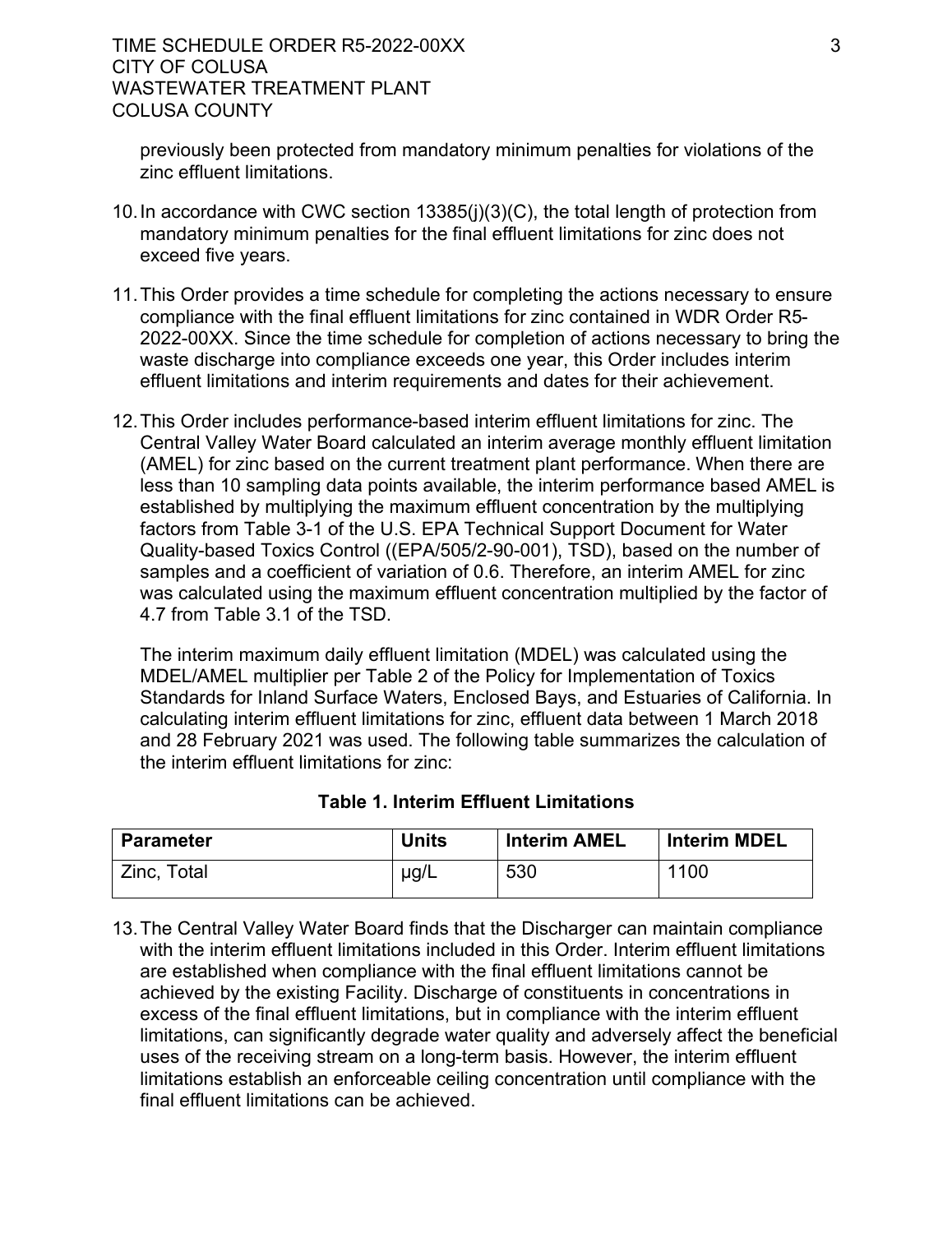previously been protected from mandatory minimum penalties for violations of the zinc effluent limitations.

10. In accordance with CWC section 13385(j)(3)(C), the total length of protection from mandatory minimum penalties for the final effluent limitations for zinc does not exceed five years.

11. This Order provides a time schedule for completing the actions necessary to ensure compliance with the final effluent limitations for zinc contained in WDR Order R5-2022-00XX. Since the time schedule for completion of actions necessary to bring the waste discharge into compliance exceeds one year, this Order includes interim effluent limitations and interim requirements and dates for their achievement.

12. This Order includes performance-based interim effluent limitations for zinc. The Central Valley Water Board calculated an interim average monthly effluent limitation (AMEL) for zinc based on the current treatment plant performance. When there are less than 10 sampling data points available, the interim performance based AMEL is established by multiplying the maximum effluent concentration by the multiplying factors from Table 3-1 of the U.S. EPA Technical Support Document for Water Quality-based Toxics Control ((EPA/505/2-90-001), TSD), based on the number of samples and a coefficient of variation of 0.6. Therefore, an interim AMEL for zinc was calculated using the maximum effluent concentration multiplied by the factor of 4.7 from Table 3.1 of the TSD.

    The interim maximum daily effluent limitation (MDEL) was calculated using the MDEL/AMEL multiplier per Table 2 of the Policy for Implementation of Toxics Standards for Inland Surface Waters, Enclosed Bays, and Estuaries of California. In calculating interim effluent limitations for zinc, effluent data between 1 March 2018 and 28 February 2021 was used. The following table summarizes the calculation of the interim effluent limitations for zinc:

**Table 1. Interim Effluent Limitations**

| Parameter | Units | Interim AMEL | Interim MDEL |
|---|---|---|---|
| Zinc, Total | µg/L | 530 | 1100 |

13. The Central Valley Water Board finds that the Discharger can maintain compliance with the interim effluent limitations included in this Order. Interim effluent limitations are established when compliance with the final effluent limitations cannot be achieved by the existing Facility. Discharge of constituents in concentrations in excess of the final effluent limitations, but in compliance with the interim effluent limitations, can significantly degrade water quality and adversely affect the beneficial uses of the receiving stream on a long-term basis. However, the interim effluent limitations establish an enforceable ceiling concentration until compliance with the final effluent limitations can be achieved.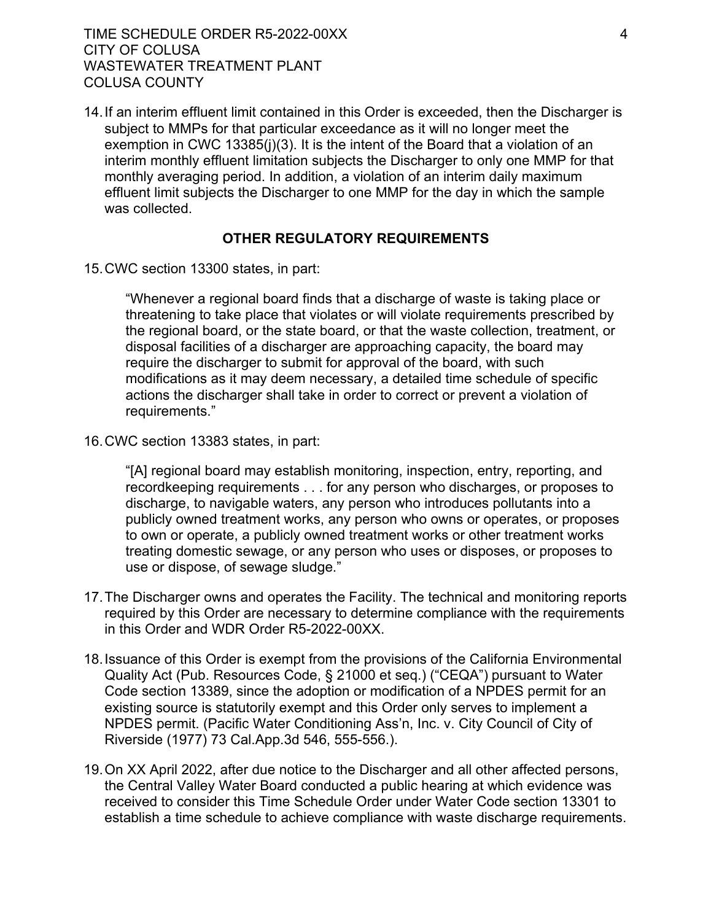14. If an interim effluent limit contained in this Order is exceeded, then the Discharger is subject to MMPs for that particular exceedance as it will no longer meet the exemption in CWC 13385(j)(3). It is the intent of the Board that a violation of an interim monthly effluent limitation subjects the Discharger to only one MMP for that monthly averaging period. In addition, a violation of an interim daily maximum effluent limit subjects the Discharger to one MMP for the day in which the sample was collected.

## OTHER REGULATORY REQUIREMENTS

15. CWC section 13300 states, in part:

    "Whenever a regional board finds that a discharge of waste is taking place or threatening to take place that violates or will violate requirements prescribed by the regional board, or the state board, or that the waste collection, treatment, or disposal facilities of a discharger are approaching capacity, the board may require the discharger to submit for approval of the board, with such modifications as it may deem necessary, a detailed time schedule of specific actions the discharger shall take in order to correct or prevent a violation of requirements."

16. CWC section 13383 states, in part:

    "[A] regional board may establish monitoring, inspection, entry, reporting, and recordkeeping requirements . . . for any person who discharges, or proposes to discharge, to navigable waters, any person who introduces pollutants into a publicly owned treatment works, any person who owns or operates, or proposes to own or operate, a publicly owned treatment works or other treatment works treating domestic sewage, or any person who uses or disposes, or proposes to use or dispose, of sewage sludge."

17. The Discharger owns and operates the Facility. The technical and monitoring reports required by this Order are necessary to determine compliance with the requirements in this Order and WDR Order R5-2022-00XX.

18. Issuance of this Order is exempt from the provisions of the California Environmental Quality Act (Pub. Resources Code, § 21000 et seq.) ("CEQA") pursuant to Water Code section 13389, since the adoption or modification of a NPDES permit for an existing source is statutorily exempt and this Order only serves to implement a NPDES permit. (Pacific Water Conditioning Ass'n, Inc. v. City Council of City of Riverside (1977) 73 Cal.App.3d 546, 555-556.).

19. On XX April 2022, after due notice to the Discharger and all other affected persons, the Central Valley Water Board conducted a public hearing at which evidence was received to consider this Time Schedule Order under Water Code section 13301 to establish a time schedule to achieve compliance with waste discharge requirements.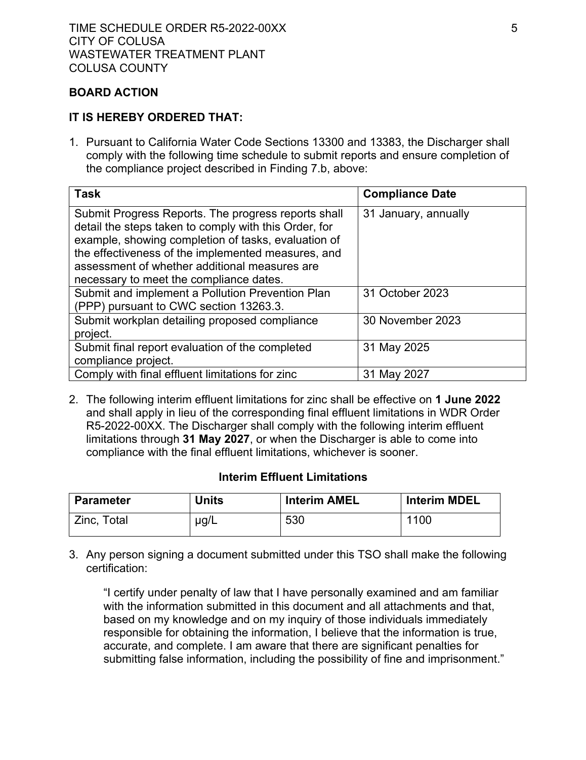## BOARD ACTION

**IT IS HEREBY ORDERED THAT:**

1. Pursuant to California Water Code Sections 13300 and 13383, the Discharger shall comply with the following time schedule to submit reports and ensure completion of the compliance project described in Finding 7.b, above:

| Task | Compliance Date |
|---|---|
| Submit Progress Reports. The progress reports shall detail the steps taken to comply with this Order, for example, showing completion of tasks, evaluation of the effectiveness of the implemented measures, and assessment of whether additional measures are necessary to meet the compliance dates. | 31 January, annually |
| Submit and implement a Pollution Prevention Plan (PPP) pursuant to CWC section 13263.3. | 31 October 2023 |
| Submit workplan detailing proposed compliance project. | 30 November 2023 |
| Submit final report evaluation of the completed compliance project. | 31 May 2025 |
| Comply with final effluent limitations for zinc | 31 May 2027 |

2. The following interim effluent limitations for zinc shall be effective on **1 June 2022** and shall apply in lieu of the corresponding final effluent limitations in WDR Order R5-2022-00XX. The Discharger shall comply with the following interim effluent limitations through **31 May 2027**, or when the Discharger is able to come into compliance with the final effluent limitations, whichever is sooner.

**Interim Effluent Limitations**

| Parameter | Units | Interim AMEL | Interim MDEL |
|---|---|---|---|
| Zinc, Total | µg/L | 530 | 1100 |

3. Any person signing a document submitted under this TSO shall make the following certification:

   "I certify under penalty of law that I have personally examined and am familiar with the information submitted in this document and all attachments and that, based on my knowledge and on my inquiry of those individuals immediately responsible for obtaining the information, I believe that the information is true, accurate, and complete. I am aware that there are significant penalties for submitting false information, including the possibility of fine and imprisonment."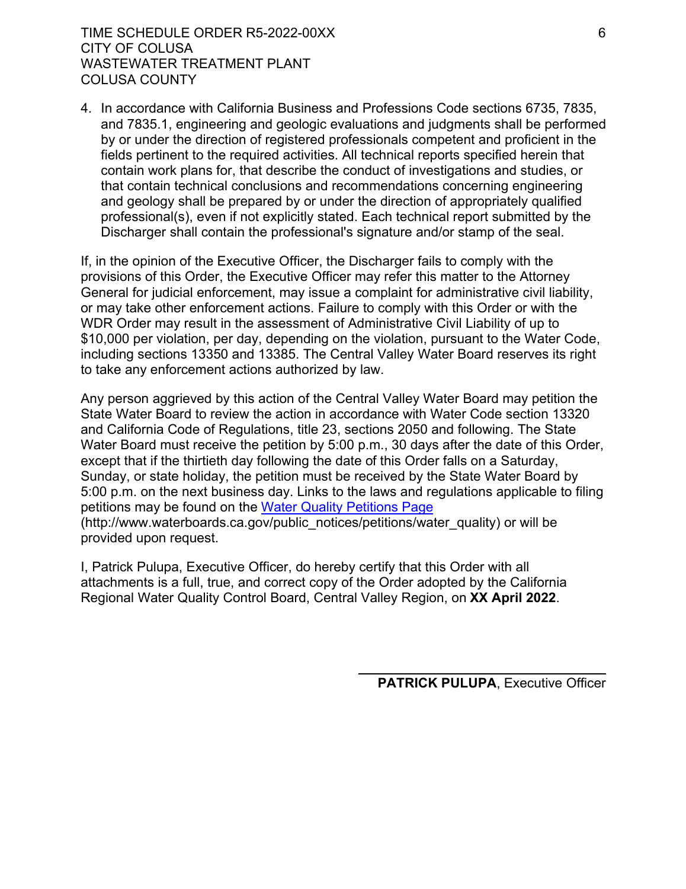4. In accordance with California Business and Professions Code sections 6735, 7835, and 7835.1, engineering and geologic evaluations and judgments shall be performed by or under the direction of registered professionals competent and proficient in the fields pertinent to the required activities. All technical reports specified herein that contain work plans for, that describe the conduct of investigations and studies, or that contain technical conclusions and recommendations concerning engineering and geology shall be prepared by or under the direction of appropriately qualified professional(s), even if not explicitly stated. Each technical report submitted by the Discharger shall contain the professional's signature and/or stamp of the seal.

If, in the opinion of the Executive Officer, the Discharger fails to comply with the provisions of this Order, the Executive Officer may refer this matter to the Attorney General for judicial enforcement, may issue a complaint for administrative civil liability, or may take other enforcement actions. Failure to comply with this Order or with the WDR Order may result in the assessment of Administrative Civil Liability of up to $10,000 per violation, per day, depending on the violation, pursuant to the Water Code, including sections 13350 and 13385. The Central Valley Water Board reserves its right to take any enforcement actions authorized by law.

Any person aggrieved by this action of the Central Valley Water Board may petition the State Water Board to review the action in accordance with Water Code section 13320 and California Code of Regulations, title 23, sections 2050 and following. The State Water Board must receive the petition by 5:00 p.m., 30 days after the date of this Order, except that if the thirtieth day following the date of this Order falls on a Saturday, Sunday, or state holiday, the petition must be received by the State Water Board by 5:00 p.m. on the next business day. Links to the laws and regulations applicable to filing petitions may be found on the [Water Quality Petitions Page](http://www.waterboards.ca.gov/public_notices/petitions/water_quality) (http://www.waterboards.ca.gov/public_notices/petitions/water_quality) or will be provided upon request.

I, Patrick Pulupa, Executive Officer, do hereby certify that this Order with all attachments is a full, true, and correct copy of the Order adopted by the California Regional Water Quality Control Board, Central Valley Region, on **XX April 2022**.

______________________________

**PATRICK PULUPA**, Executive Officer